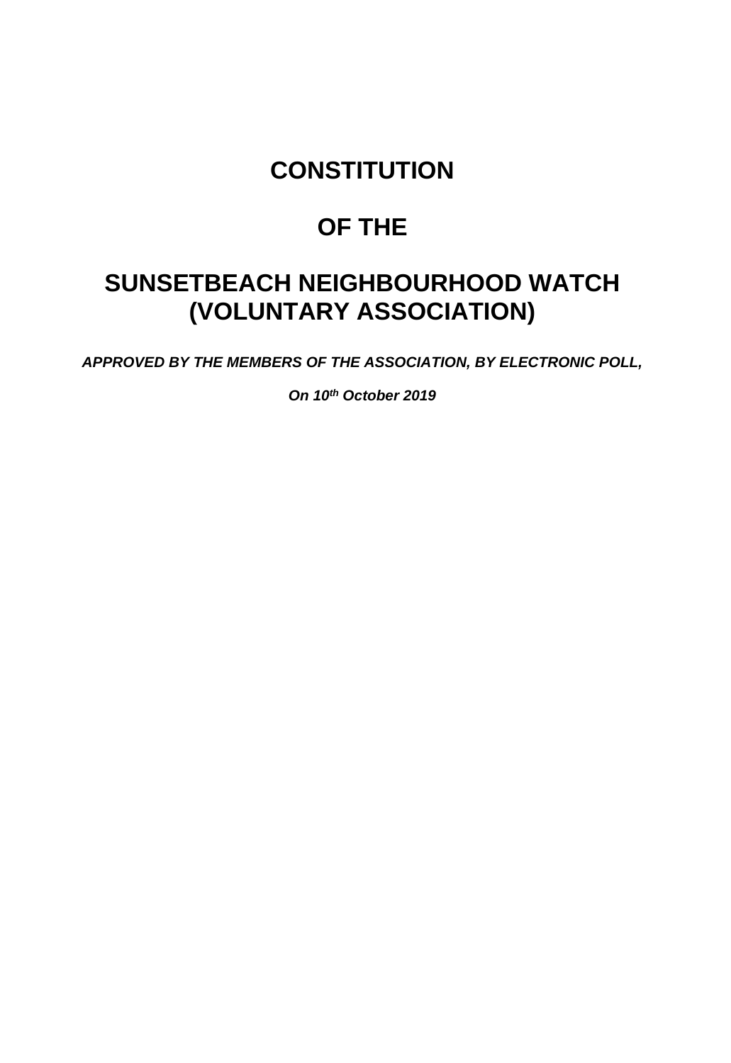# CONSTITUTION

# OF THE

# SUNSETBEACH NEIGHBOURHOOD WATCH (VOLUNTARY ASSOCIATION)

***APPROVED BY THE MEMBERS OF THE ASSOCIATION, BY ELECTRONIC POLL,***

***On 10th October 2019***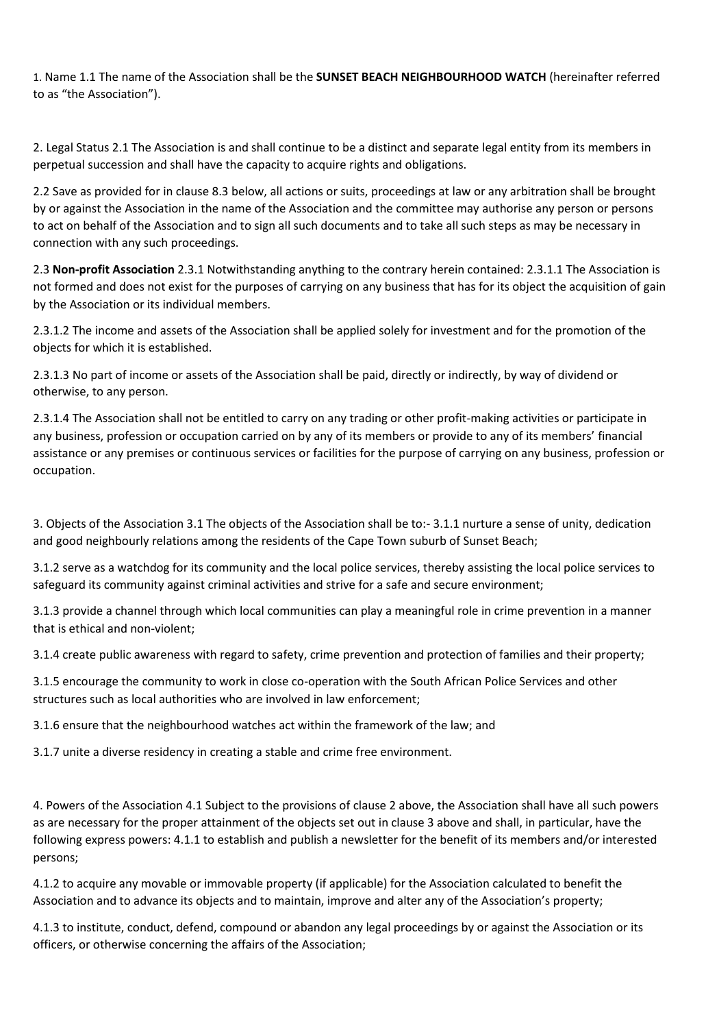1. Name 1.1 The name of the Association shall be the **SUNSET BEACH NEIGHBOURHOOD WATCH** (hereinafter referred to as "the Association").

2. Legal Status 2.1 The Association is and shall continue to be a distinct and separate legal entity from its members in perpetual succession and shall have the capacity to acquire rights and obligations.

2.2 Save as provided for in clause 8.3 below, all actions or suits, proceedings at law or any arbitration shall be brought by or against the Association in the name of the Association and the committee may authorise any person or persons to act on behalf of the Association and to sign all such documents and to take all such steps as may be necessary in connection with any such proceedings.

2.3 **Non-profit Association** 2.3.1 Notwithstanding anything to the contrary herein contained: 2.3.1.1 The Association is not formed and does not exist for the purposes of carrying on any business that has for its object the acquisition of gain by the Association or its individual members.

2.3.1.2 The income and assets of the Association shall be applied solely for investment and for the promotion of the objects for which it is established.

2.3.1.3 No part of income or assets of the Association shall be paid, directly or indirectly, by way of dividend or otherwise, to any person.

2.3.1.4 The Association shall not be entitled to carry on any trading or other profit-making activities or participate in any business, profession or occupation carried on by any of its members or provide to any of its members' financial assistance or any premises or continuous services or facilities for the purpose of carrying on any business, profession or occupation.

3. Objects of the Association 3.1 The objects of the Association shall be to:- 3.1.1 nurture a sense of unity, dedication and good neighbourly relations among the residents of the Cape Town suburb of Sunset Beach;

3.1.2 serve as a watchdog for its community and the local police services, thereby assisting the local police services to safeguard its community against criminal activities and strive for a safe and secure environment;

3.1.3 provide a channel through which local communities can play a meaningful role in crime prevention in a manner that is ethical and non-violent;

3.1.4 create public awareness with regard to safety, crime prevention and protection of families and their property;

3.1.5 encourage the community to work in close co-operation with the South African Police Services and other structures such as local authorities who are involved in law enforcement;

3.1.6 ensure that the neighbourhood watches act within the framework of the law; and

3.1.7 unite a diverse residency in creating a stable and crime free environment.

4. Powers of the Association 4.1 Subject to the provisions of clause 2 above, the Association shall have all such powers as are necessary for the proper attainment of the objects set out in clause 3 above and shall, in particular, have the following express powers: 4.1.1 to establish and publish a newsletter for the benefit of its members and/or interested persons;

4.1.2 to acquire any movable or immovable property (if applicable) for the Association calculated to benefit the Association and to advance its objects and to maintain, improve and alter any of the Association's property;

4.1.3 to institute, conduct, defend, compound or abandon any legal proceedings by or against the Association or its officers, or otherwise concerning the affairs of the Association;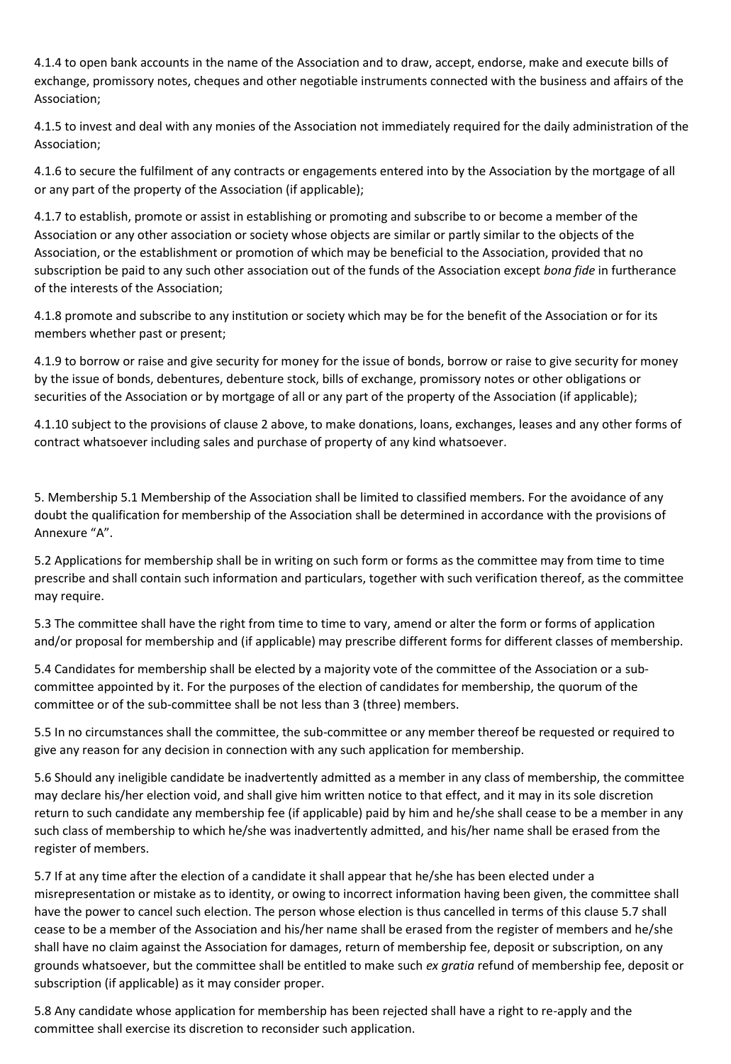4.1.4 to open bank accounts in the name of the Association and to draw, accept, endorse, make and execute bills of exchange, promissory notes, cheques and other negotiable instruments connected with the business and affairs of the Association;

4.1.5 to invest and deal with any monies of the Association not immediately required for the daily administration of the Association;

4.1.6 to secure the fulfilment of any contracts or engagements entered into by the Association by the mortgage of all or any part of the property of the Association (if applicable);

4.1.7 to establish, promote or assist in establishing or promoting and subscribe to or become a member of the Association or any other association or society whose objects are similar or partly similar to the objects of the Association, or the establishment or promotion of which may be beneficial to the Association, provided that no subscription be paid to any such other association out of the funds of the Association except *bona fide* in furtherance of the interests of the Association;

4.1.8 promote and subscribe to any institution or society which may be for the benefit of the Association or for its members whether past or present;

4.1.9 to borrow or raise and give security for money for the issue of bonds, borrow or raise to give security for money by the issue of bonds, debentures, debenture stock, bills of exchange, promissory notes or other obligations or securities of the Association or by mortgage of all or any part of the property of the Association (if applicable);

4.1.10 subject to the provisions of clause 2 above, to make donations, loans, exchanges, leases and any other forms of contract whatsoever including sales and purchase of property of any kind whatsoever.

5. Membership 5.1 Membership of the Association shall be limited to classified members. For the avoidance of any doubt the qualification for membership of the Association shall be determined in accordance with the provisions of Annexure "A".

5.2 Applications for membership shall be in writing on such form or forms as the committee may from time to time prescribe and shall contain such information and particulars, together with such verification thereof, as the committee may require.

5.3 The committee shall have the right from time to time to vary, amend or alter the form or forms of application and/or proposal for membership and (if applicable) may prescribe different forms for different classes of membership.

5.4 Candidates for membership shall be elected by a majority vote of the committee of the Association or a sub-committee appointed by it. For the purposes of the election of candidates for membership, the quorum of the committee or of the sub-committee shall be not less than 3 (three) members.

5.5 In no circumstances shall the committee, the sub-committee or any member thereof be requested or required to give any reason for any decision in connection with any such application for membership.

5.6 Should any ineligible candidate be inadvertently admitted as a member in any class of membership, the committee may declare his/her election void, and shall give him written notice to that effect, and it may in its sole discretion return to such candidate any membership fee (if applicable) paid by him and he/she shall cease to be a member in any such class of membership to which he/she was inadvertently admitted, and his/her name shall be erased from the register of members.

5.7 If at any time after the election of a candidate it shall appear that he/she has been elected under a misrepresentation or mistake as to identity, or owing to incorrect information having been given, the committee shall have the power to cancel such election. The person whose election is thus cancelled in terms of this clause 5.7 shall cease to be a member of the Association and his/her name shall be erased from the register of members and he/she shall have no claim against the Association for damages, return of membership fee, deposit or subscription, on any grounds whatsoever, but the committee shall be entitled to make such *ex gratia* refund of membership fee, deposit or subscription (if applicable) as it may consider proper.

5.8 Any candidate whose application for membership has been rejected shall have a right to re-apply and the committee shall exercise its discretion to reconsider such application.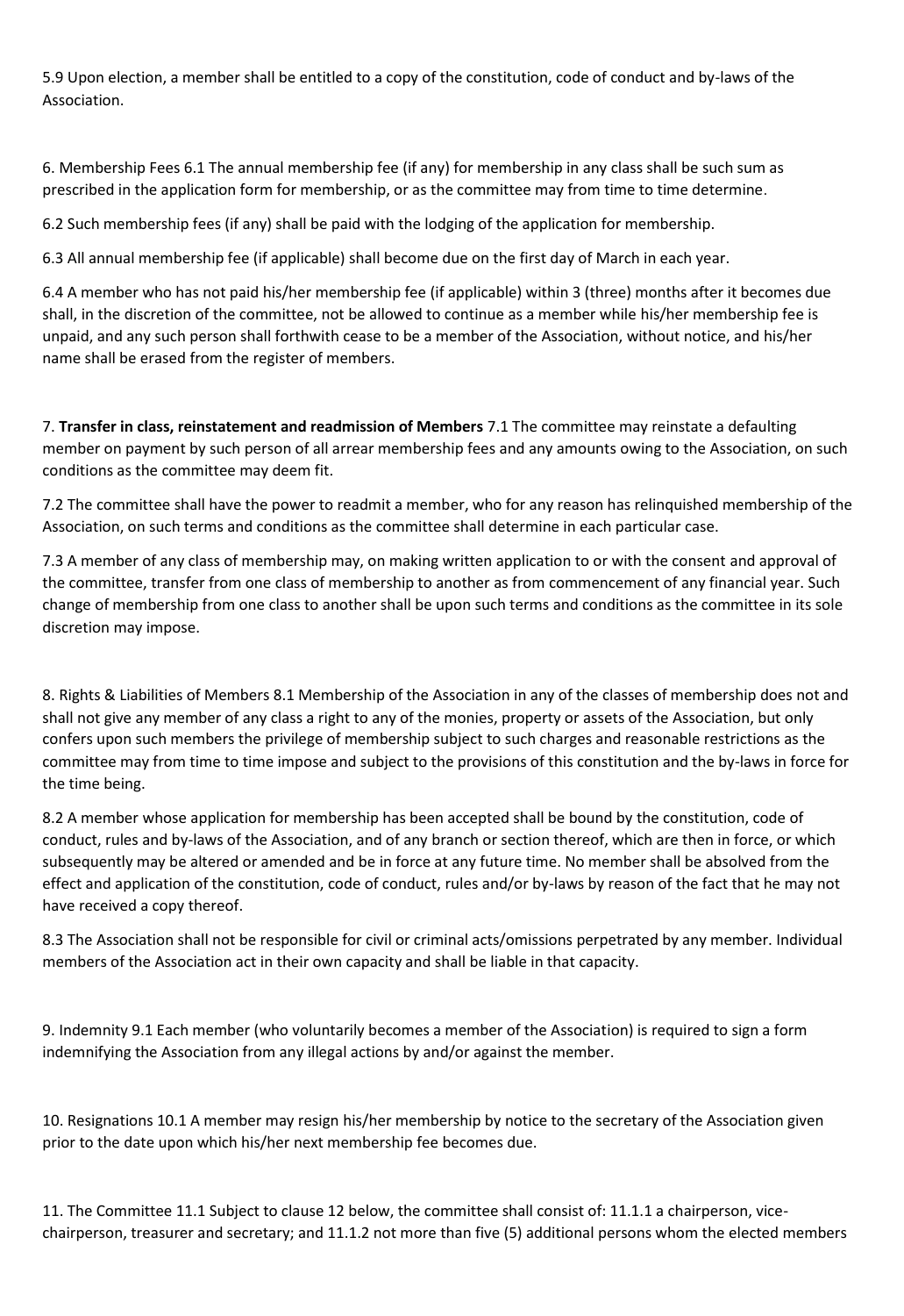5.9 Upon election, a member shall be entitled to a copy of the constitution, code of conduct and by-laws of the Association.

6. Membership Fees 6.1 The annual membership fee (if any) for membership in any class shall be such sum as prescribed in the application form for membership, or as the committee may from time to time determine.

6.2 Such membership fees (if any) shall be paid with the lodging of the application for membership.

6.3 All annual membership fee (if applicable) shall become due on the first day of March in each year.

6.4 A member who has not paid his/her membership fee (if applicable) within 3 (three) months after it becomes due shall, in the discretion of the committee, not be allowed to continue as a member while his/her membership fee is unpaid, and any such person shall forthwith cease to be a member of the Association, without notice, and his/her name shall be erased from the register of members.

7. **Transfer in class, reinstatement and readmission of Members** 7.1 The committee may reinstate a defaulting member on payment by such person of all arrear membership fees and any amounts owing to the Association, on such conditions as the committee may deem fit.

7.2 The committee shall have the power to readmit a member, who for any reason has relinquished membership of the Association, on such terms and conditions as the committee shall determine in each particular case.

7.3 A member of any class of membership may, on making written application to or with the consent and approval of the committee, transfer from one class of membership to another as from commencement of any financial year. Such change of membership from one class to another shall be upon such terms and conditions as the committee in its sole discretion may impose.

8. Rights & Liabilities of Members 8.1 Membership of the Association in any of the classes of membership does not and shall not give any member of any class a right to any of the monies, property or assets of the Association, but only confers upon such members the privilege of membership subject to such charges and reasonable restrictions as the committee may from time to time impose and subject to the provisions of this constitution and the by-laws in force for the time being.

8.2 A member whose application for membership has been accepted shall be bound by the constitution, code of conduct, rules and by-laws of the Association, and of any branch or section thereof, which are then in force, or which subsequently may be altered or amended and be in force at any future time. No member shall be absolved from the effect and application of the constitution, code of conduct, rules and/or by-laws by reason of the fact that he may not have received a copy thereof.

8.3 The Association shall not be responsible for civil or criminal acts/omissions perpetrated by any member. Individual members of the Association act in their own capacity and shall be liable in that capacity.

9. Indemnity 9.1 Each member (who voluntarily becomes a member of the Association) is required to sign a form indemnifying the Association from any illegal actions by and/or against the member.

10. Resignations 10.1 A member may resign his/her membership by notice to the secretary of the Association given prior to the date upon which his/her next membership fee becomes due.

11. The Committee 11.1 Subject to clause 12 below, the committee shall consist of: 11.1.1 a chairperson, vice-chairperson, treasurer and secretary; and 11.1.2 not more than five (5) additional persons whom the elected members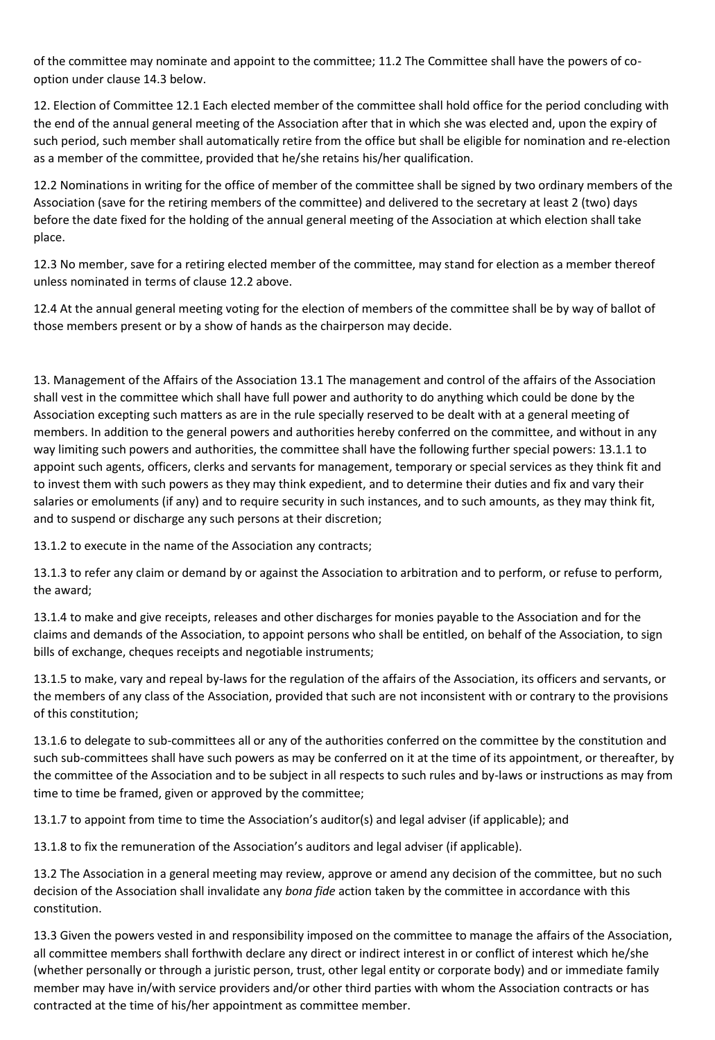of the committee may nominate and appoint to the committee; 11.2 The Committee shall have the powers of co-option under clause 14.3 below.

12. Election of Committee 12.1 Each elected member of the committee shall hold office for the period concluding with the end of the annual general meeting of the Association after that in which she was elected and, upon the expiry of such period, such member shall automatically retire from the office but shall be eligible for nomination and re-election as a member of the committee, provided that he/she retains his/her qualification.

12.2 Nominations in writing for the office of member of the committee shall be signed by two ordinary members of the Association (save for the retiring members of the committee) and delivered to the secretary at least 2 (two) days before the date fixed for the holding of the annual general meeting of the Association at which election shall take place.

12.3 No member, save for a retiring elected member of the committee, may stand for election as a member thereof unless nominated in terms of clause 12.2 above.

12.4 At the annual general meeting voting for the election of members of the committee shall be by way of ballot of those members present or by a show of hands as the chairperson may decide.

13. Management of the Affairs of the Association 13.1 The management and control of the affairs of the Association shall vest in the committee which shall have full power and authority to do anything which could be done by the Association excepting such matters as are in the rule specially reserved to be dealt with at a general meeting of members. In addition to the general powers and authorities hereby conferred on the committee, and without in any way limiting such powers and authorities, the committee shall have the following further special powers: 13.1.1 to appoint such agents, officers, clerks and servants for management, temporary or special services as they think fit and to invest them with such powers as they may think expedient, and to determine their duties and fix and vary their salaries or emoluments (if any) and to require security in such instances, and to such amounts, as they may think fit, and to suspend or discharge any such persons at their discretion;

13.1.2 to execute in the name of the Association any contracts;

13.1.3 to refer any claim or demand by or against the Association to arbitration and to perform, or refuse to perform, the award;

13.1.4 to make and give receipts, releases and other discharges for monies payable to the Association and for the claims and demands of the Association, to appoint persons who shall be entitled, on behalf of the Association, to sign bills of exchange, cheques receipts and negotiable instruments;

13.1.5 to make, vary and repeal by-laws for the regulation of the affairs of the Association, its officers and servants, or the members of any class of the Association, provided that such are not inconsistent with or contrary to the provisions of this constitution;

13.1.6 to delegate to sub-committees all or any of the authorities conferred on the committee by the constitution and such sub-committees shall have such powers as may be conferred on it at the time of its appointment, or thereafter, by the committee of the Association and to be subject in all respects to such rules and by-laws or instructions as may from time to time be framed, given or approved by the committee;

13.1.7 to appoint from time to time the Association's auditor(s) and legal adviser (if applicable); and

13.1.8 to fix the remuneration of the Association's auditors and legal adviser (if applicable).

13.2 The Association in a general meeting may review, approve or amend any decision of the committee, but no such decision of the Association shall invalidate any *bona fide* action taken by the committee in accordance with this constitution.

13.3 Given the powers vested in and responsibility imposed on the committee to manage the affairs of the Association, all committee members shall forthwith declare any direct or indirect interest in or conflict of interest which he/she (whether personally or through a juristic person, trust, other legal entity or corporate body) and or immediate family member may have in/with service providers and/or other third parties with whom the Association contracts or has contracted at the time of his/her appointment as committee member.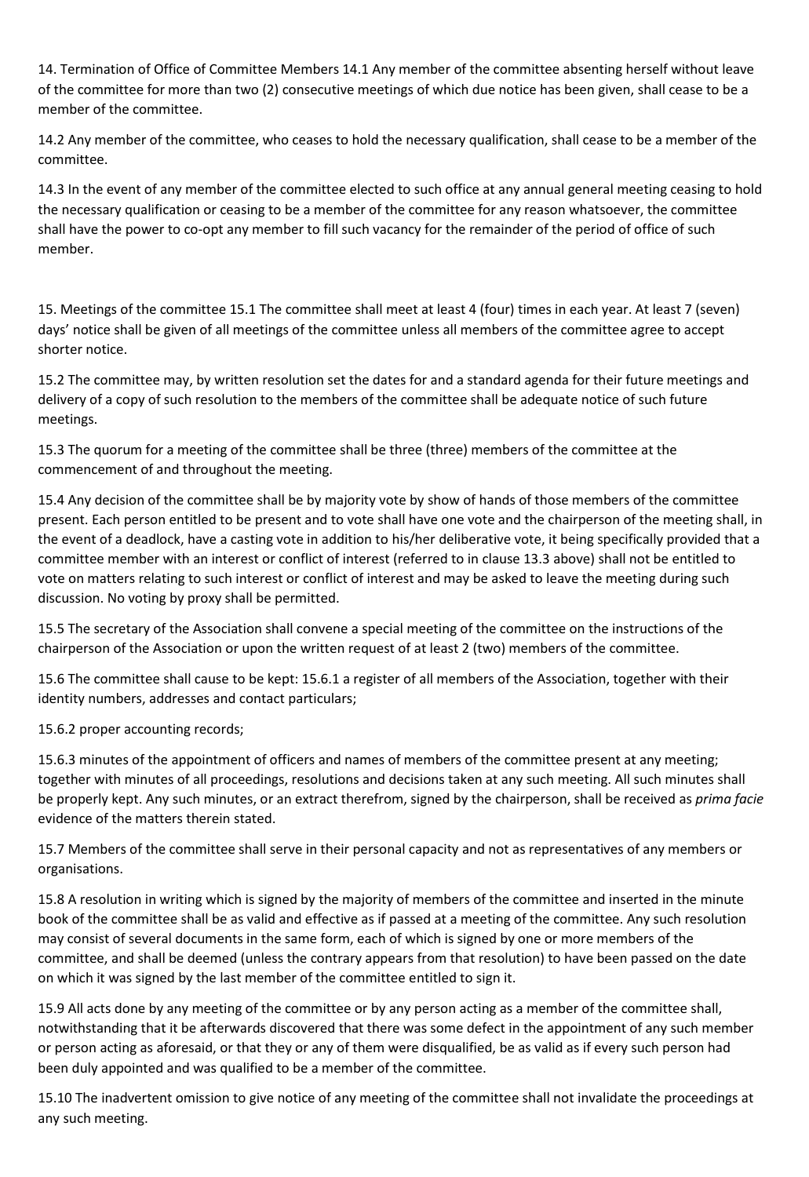14. Termination of Office of Committee Members 14.1 Any member of the committee absenting herself without leave of the committee for more than two (2) consecutive meetings of which due notice has been given, shall cease to be a member of the committee.

14.2 Any member of the committee, who ceases to hold the necessary qualification, shall cease to be a member of the committee.

14.3 In the event of any member of the committee elected to such office at any annual general meeting ceasing to hold the necessary qualification or ceasing to be a member of the committee for any reason whatsoever, the committee shall have the power to co-opt any member to fill such vacancy for the remainder of the period of office of such member.

15. Meetings of the committee 15.1 The committee shall meet at least 4 (four) times in each year. At least 7 (seven) days' notice shall be given of all meetings of the committee unless all members of the committee agree to accept shorter notice.

15.2 The committee may, by written resolution set the dates for and a standard agenda for their future meetings and delivery of a copy of such resolution to the members of the committee shall be adequate notice of such future meetings.

15.3 The quorum for a meeting of the committee shall be three (three) members of the committee at the commencement of and throughout the meeting.

15.4 Any decision of the committee shall be by majority vote by show of hands of those members of the committee present. Each person entitled to be present and to vote shall have one vote and the chairperson of the meeting shall, in the event of a deadlock, have a casting vote in addition to his/her deliberative vote, it being specifically provided that a committee member with an interest or conflict of interest (referred to in clause 13.3 above) shall not be entitled to vote on matters relating to such interest or conflict of interest and may be asked to leave the meeting during such discussion. No voting by proxy shall be permitted.

15.5 The secretary of the Association shall convene a special meeting of the committee on the instructions of the chairperson of the Association or upon the written request of at least 2 (two) members of the committee.

15.6 The committee shall cause to be kept: 15.6.1 a register of all members of the Association, together with their identity numbers, addresses and contact particulars;

15.6.2 proper accounting records;

15.6.3 minutes of the appointment of officers and names of members of the committee present at any meeting; together with minutes of all proceedings, resolutions and decisions taken at any such meeting. All such minutes shall be properly kept. Any such minutes, or an extract therefrom, signed by the chairperson, shall be received as *prima facie* evidence of the matters therein stated.

15.7 Members of the committee shall serve in their personal capacity and not as representatives of any members or organisations.

15.8 A resolution in writing which is signed by the majority of members of the committee and inserted in the minute book of the committee shall be as valid and effective as if passed at a meeting of the committee. Any such resolution may consist of several documents in the same form, each of which is signed by one or more members of the committee, and shall be deemed (unless the contrary appears from that resolution) to have been passed on the date on which it was signed by the last member of the committee entitled to sign it.

15.9 All acts done by any meeting of the committee or by any person acting as a member of the committee shall, notwithstanding that it be afterwards discovered that there was some defect in the appointment of any such member or person acting as aforesaid, or that they or any of them were disqualified, be as valid as if every such person had been duly appointed and was qualified to be a member of the committee.

15.10 The inadvertent omission to give notice of any meeting of the committee shall not invalidate the proceedings at any such meeting.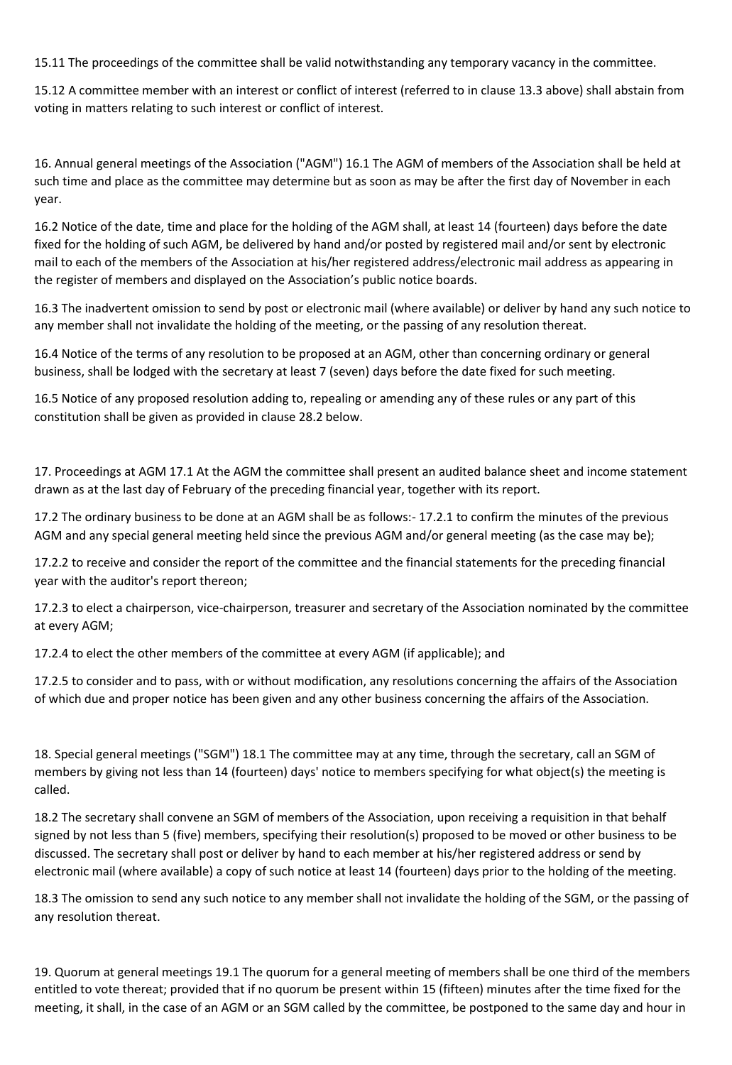15.11 The proceedings of the committee shall be valid notwithstanding any temporary vacancy in the committee.

15.12 A committee member with an interest or conflict of interest (referred to in clause 13.3 above) shall abstain from voting in matters relating to such interest or conflict of interest.

16. Annual general meetings of the Association ("AGM") 16.1 The AGM of members of the Association shall be held at such time and place as the committee may determine but as soon as may be after the first day of November in each year.

16.2 Notice of the date, time and place for the holding of the AGM shall, at least 14 (fourteen) days before the date fixed for the holding of such AGM, be delivered by hand and/or posted by registered mail and/or sent by electronic mail to each of the members of the Association at his/her registered address/electronic mail address as appearing in the register of members and displayed on the Association's public notice boards.

16.3 The inadvertent omission to send by post or electronic mail (where available) or deliver by hand any such notice to any member shall not invalidate the holding of the meeting, or the passing of any resolution thereat.

16.4 Notice of the terms of any resolution to be proposed at an AGM, other than concerning ordinary or general business, shall be lodged with the secretary at least 7 (seven) days before the date fixed for such meeting.

16.5 Notice of any proposed resolution adding to, repealing or amending any of these rules or any part of this constitution shall be given as provided in clause 28.2 below.

17. Proceedings at AGM 17.1 At the AGM the committee shall present an audited balance sheet and income statement drawn as at the last day of February of the preceding financial year, together with its report.

17.2 The ordinary business to be done at an AGM shall be as follows:- 17.2.1 to confirm the minutes of the previous AGM and any special general meeting held since the previous AGM and/or general meeting (as the case may be);

17.2.2 to receive and consider the report of the committee and the financial statements for the preceding financial year with the auditor's report thereon;

17.2.3 to elect a chairperson, vice-chairperson, treasurer and secretary of the Association nominated by the committee at every AGM;

17.2.4 to elect the other members of the committee at every AGM (if applicable); and

17.2.5 to consider and to pass, with or without modification, any resolutions concerning the affairs of the Association of which due and proper notice has been given and any other business concerning the affairs of the Association.

18. Special general meetings ("SGM") 18.1 The committee may at any time, through the secretary, call an SGM of members by giving not less than 14 (fourteen) days' notice to members specifying for what object(s) the meeting is called.

18.2 The secretary shall convene an SGM of members of the Association, upon receiving a requisition in that behalf signed by not less than 5 (five) members, specifying their resolution(s) proposed to be moved or other business to be discussed. The secretary shall post or deliver by hand to each member at his/her registered address or send by electronic mail (where available) a copy of such notice at least 14 (fourteen) days prior to the holding of the meeting.

18.3 The omission to send any such notice to any member shall not invalidate the holding of the SGM, or the passing of any resolution thereat.

19. Quorum at general meetings 19.1 The quorum for a general meeting of members shall be one third of the members entitled to vote thereat; provided that if no quorum be present within 15 (fifteen) minutes after the time fixed for the meeting, it shall, in the case of an AGM or an SGM called by the committee, be postponed to the same day and hour in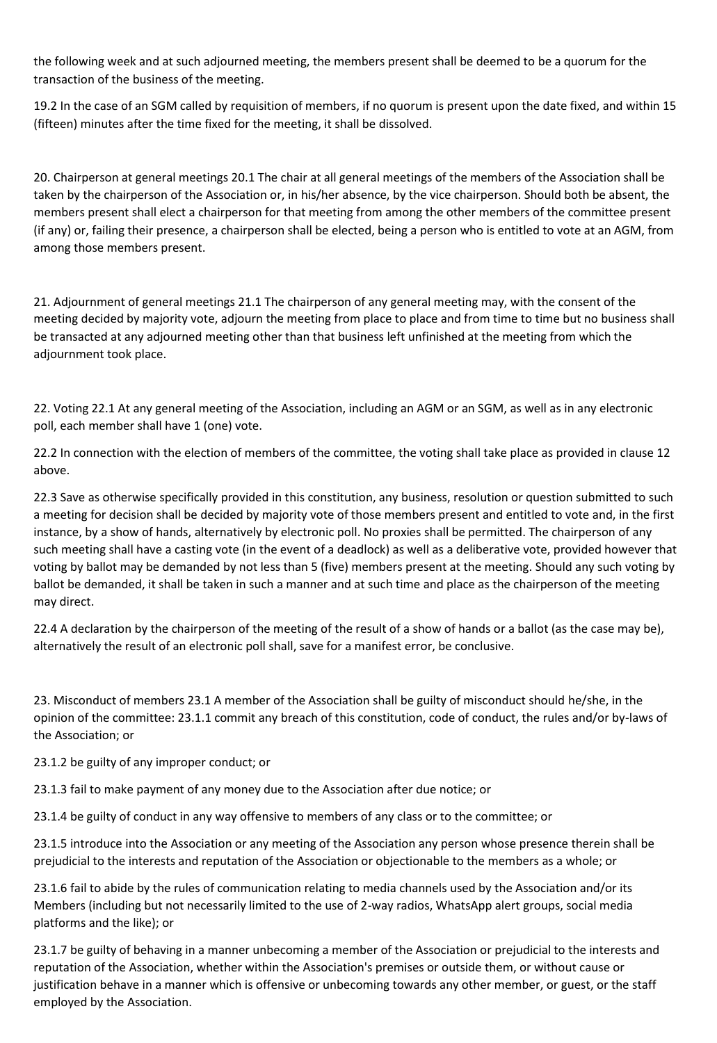the following week and at such adjourned meeting, the members present shall be deemed to be a quorum for the transaction of the business of the meeting.

19.2 In the case of an SGM called by requisition of members, if no quorum is present upon the date fixed, and within 15 (fifteen) minutes after the time fixed for the meeting, it shall be dissolved.

20. Chairperson at general meetings 20.1 The chair at all general meetings of the members of the Association shall be taken by the chairperson of the Association or, in his/her absence, by the vice chairperson. Should both be absent, the members present shall elect a chairperson for that meeting from among the other members of the committee present (if any) or, failing their presence, a chairperson shall be elected, being a person who is entitled to vote at an AGM, from among those members present.

21. Adjournment of general meetings 21.1 The chairperson of any general meeting may, with the consent of the meeting decided by majority vote, adjourn the meeting from place to place and from time to time but no business shall be transacted at any adjourned meeting other than that business left unfinished at the meeting from which the adjournment took place.

22. Voting 22.1 At any general meeting of the Association, including an AGM or an SGM, as well as in any electronic poll, each member shall have 1 (one) vote.

22.2 In connection with the election of members of the committee, the voting shall take place as provided in clause 12 above.

22.3 Save as otherwise specifically provided in this constitution, any business, resolution or question submitted to such a meeting for decision shall be decided by majority vote of those members present and entitled to vote and, in the first instance, by a show of hands, alternatively by electronic poll. No proxies shall be permitted. The chairperson of any such meeting shall have a casting vote (in the event of a deadlock) as well as a deliberative vote, provided however that voting by ballot may be demanded by not less than 5 (five) members present at the meeting. Should any such voting by ballot be demanded, it shall be taken in such a manner and at such time and place as the chairperson of the meeting may direct.

22.4 A declaration by the chairperson of the meeting of the result of a show of hands or a ballot (as the case may be), alternatively the result of an electronic poll shall, save for a manifest error, be conclusive.

23. Misconduct of members 23.1 A member of the Association shall be guilty of misconduct should he/she, in the opinion of the committee: 23.1.1 commit any breach of this constitution, code of conduct, the rules and/or by-laws of the Association; or

23.1.2 be guilty of any improper conduct; or

23.1.3 fail to make payment of any money due to the Association after due notice; or

23.1.4 be guilty of conduct in any way offensive to members of any class or to the committee; or

23.1.5 introduce into the Association or any meeting of the Association any person whose presence therein shall be prejudicial to the interests and reputation of the Association or objectionable to the members as a whole; or

23.1.6 fail to abide by the rules of communication relating to media channels used by the Association and/or its Members (including but not necessarily limited to the use of 2-way radios, WhatsApp alert groups, social media platforms and the like); or

23.1.7 be guilty of behaving in a manner unbecoming a member of the Association or prejudicial to the interests and reputation of the Association, whether within the Association's premises or outside them, or without cause or justification behave in a manner which is offensive or unbecoming towards any other member, or guest, or the staff employed by the Association.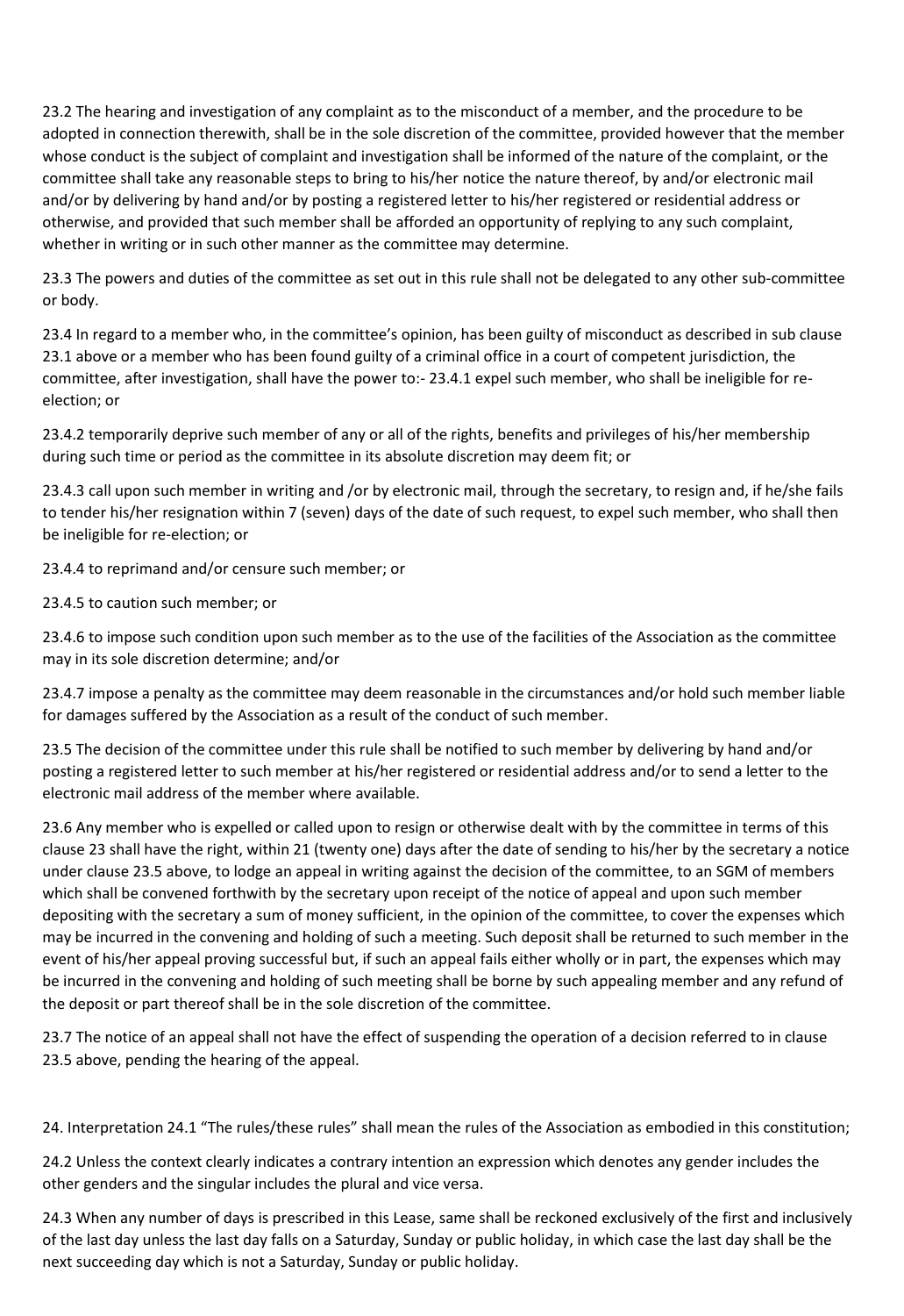23.2 The hearing and investigation of any complaint as to the misconduct of a member, and the procedure to be adopted in connection therewith, shall be in the sole discretion of the committee, provided however that the member whose conduct is the subject of complaint and investigation shall be informed of the nature of the complaint, or the committee shall take any reasonable steps to bring to his/her notice the nature thereof, by and/or electronic mail and/or by delivering by hand and/or by posting a registered letter to his/her registered or residential address or otherwise, and provided that such member shall be afforded an opportunity of replying to any such complaint, whether in writing or in such other manner as the committee may determine.

23.3 The powers and duties of the committee as set out in this rule shall not be delegated to any other sub-committee or body.

23.4 In regard to a member who, in the committee's opinion, has been guilty of misconduct as described in sub clause 23.1 above or a member who has been found guilty of a criminal office in a court of competent jurisdiction, the committee, after investigation, shall have the power to:- 23.4.1 expel such member, who shall be ineligible for re-election; or

23.4.2 temporarily deprive such member of any or all of the rights, benefits and privileges of his/her membership during such time or period as the committee in its absolute discretion may deem fit; or

23.4.3 call upon such member in writing and /or by electronic mail, through the secretary, to resign and, if he/she fails to tender his/her resignation within 7 (seven) days of the date of such request, to expel such member, who shall then be ineligible for re-election; or

23.4.4 to reprimand and/or censure such member; or

23.4.5 to caution such member; or

23.4.6 to impose such condition upon such member as to the use of the facilities of the Association as the committee may in its sole discretion determine; and/or

23.4.7 impose a penalty as the committee may deem reasonable in the circumstances and/or hold such member liable for damages suffered by the Association as a result of the conduct of such member.

23.5 The decision of the committee under this rule shall be notified to such member by delivering by hand and/or posting a registered letter to such member at his/her registered or residential address and/or to send a letter to the electronic mail address of the member where available.

23.6 Any member who is expelled or called upon to resign or otherwise dealt with by the committee in terms of this clause 23 shall have the right, within 21 (twenty one) days after the date of sending to him/her by the secretary a notice under clause 23.5 above, to lodge an appeal in writing against the decision of the committee, to an SGM of members which shall be convened forthwith by the secretary upon receipt of the notice of appeal and upon such member depositing with the secretary a sum of money sufficient, in the opinion of the committee, to cover the expenses which may be incurred in the convening and holding of such a meeting. Such deposit shall be returned to such member in the event of his/her appeal proving successful but, if such an appeal fails either wholly or in part, the expenses which may be incurred in the convening and holding of such meeting shall be borne by such appealing member and any refund of the deposit or part thereof shall be in the sole discretion of the committee.

23.7 The notice of an appeal shall not have the effect of suspending the operation of a decision referred to in clause 23.5 above, pending the hearing of the appeal.

24. Interpretation 24.1 "The rules/these rules" shall mean the rules of the Association as embodied in this constitution;

24.2 Unless the context clearly indicates a contrary intention an expression which denotes any gender includes the other genders and the singular includes the plural and vice versa.

24.3 When any number of days is prescribed in this Lease, same shall be reckoned exclusively of the first and inclusively of the last day unless the last day falls on a Saturday, Sunday or public holiday, in which case the last day shall be the next succeeding day which is not a Saturday, Sunday or public holiday.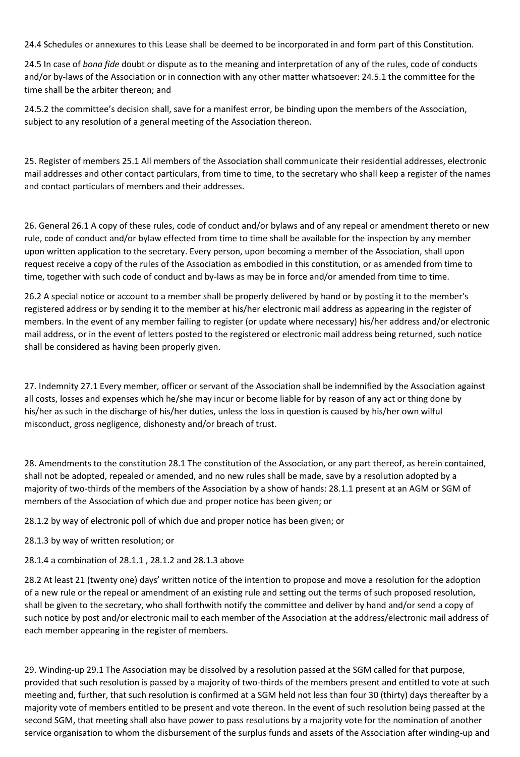24.4 Schedules or annexures to this Lease shall be deemed to be incorporated in and form part of this Constitution.

24.5 In case of *bona fide* doubt or dispute as to the meaning and interpretation of any of the rules, code of conducts and/or by-laws of the Association or in connection with any other matter whatsoever: 24.5.1 the committee for the time shall be the arbiter thereon; and

24.5.2 the committee's decision shall, save for a manifest error, be binding upon the members of the Association, subject to any resolution of a general meeting of the Association thereon.

25. Register of members 25.1 All members of the Association shall communicate their residential addresses, electronic mail addresses and other contact particulars, from time to time, to the secretary who shall keep a register of the names and contact particulars of members and their addresses.

26. General 26.1 A copy of these rules, code of conduct and/or bylaws and of any repeal or amendment thereto or new rule, code of conduct and/or bylaw effected from time to time shall be available for the inspection by any member upon written application to the secretary. Every person, upon becoming a member of the Association, shall upon request receive a copy of the rules of the Association as embodied in this constitution, or as amended from time to time, together with such code of conduct and by-laws as may be in force and/or amended from time to time.

26.2 A special notice or account to a member shall be properly delivered by hand or by posting it to the member's registered address or by sending it to the member at his/her electronic mail address as appearing in the register of members. In the event of any member failing to register (or update where necessary) his/her address and/or electronic mail address, or in the event of letters posted to the registered or electronic mail address being returned, such notice shall be considered as having been properly given.

27. Indemnity 27.1 Every member, officer or servant of the Association shall be indemnified by the Association against all costs, losses and expenses which he/she may incur or become liable for by reason of any act or thing done by his/her as such in the discharge of his/her duties, unless the loss in question is caused by his/her own wilful misconduct, gross negligence, dishonesty and/or breach of trust.

28. Amendments to the constitution 28.1 The constitution of the Association, or any part thereof, as herein contained, shall not be adopted, repealed or amended, and no new rules shall be made, save by a resolution adopted by a majority of two-thirds of the members of the Association by a show of hands: 28.1.1 present at an AGM or SGM of members of the Association of which due and proper notice has been given; or

28.1.2 by way of electronic poll of which due and proper notice has been given; or

28.1.3 by way of written resolution; or

28.1.4 a combination of 28.1.1 , 28.1.2 and 28.1.3 above

28.2 At least 21 (twenty one) days' written notice of the intention to propose and move a resolution for the adoption of a new rule or the repeal or amendment of an existing rule and setting out the terms of such proposed resolution, shall be given to the secretary, who shall forthwith notify the committee and deliver by hand and/or send a copy of such notice by post and/or electronic mail to each member of the Association at the address/electronic mail address of each member appearing in the register of members.

29. Winding-up 29.1 The Association may be dissolved by a resolution passed at the SGM called for that purpose, provided that such resolution is passed by a majority of two-thirds of the members present and entitled to vote at such meeting and, further, that such resolution is confirmed at a SGM held not less than four 30 (thirty) days thereafter by a majority vote of members entitled to be present and vote thereon. In the event of such resolution being passed at the second SGM, that meeting shall also have power to pass resolutions by a majority vote for the nomination of another service organisation to whom the disbursement of the surplus funds and assets of the Association after winding-up and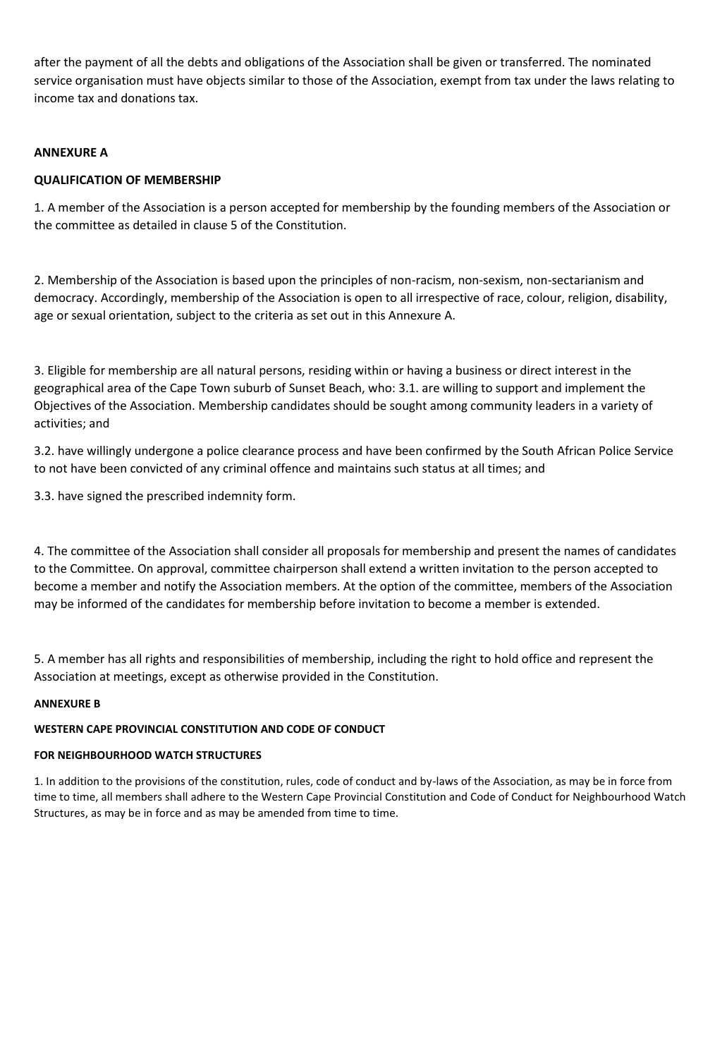after the payment of all the debts and obligations of the Association shall be given or transferred. The nominated service organisation must have objects similar to those of the Association, exempt from tax under the laws relating to income tax and donations tax.

**ANNEXURE A**

**QUALIFICATION OF MEMBERSHIP**

1. A member of the Association is a person accepted for membership by the founding members of the Association or the committee as detailed in clause 5 of the Constitution.

2. Membership of the Association is based upon the principles of non-racism, non-sexism, non-sectarianism and democracy. Accordingly, membership of the Association is open to all irrespective of race, colour, religion, disability, age or sexual orientation, subject to the criteria as set out in this Annexure A.

3. Eligible for membership are all natural persons, residing within or having a business or direct interest in the geographical area of the Cape Town suburb of Sunset Beach, who: 3.1. are willing to support and implement the Objectives of the Association. Membership candidates should be sought among community leaders in a variety of activities; and

3.2. have willingly undergone a police clearance process and have been confirmed by the South African Police Service to not have been convicted of any criminal offence and maintains such status at all times; and

3.3. have signed the prescribed indemnity form.

4. The committee of the Association shall consider all proposals for membership and present the names of candidates to the Committee. On approval, committee chairperson shall extend a written invitation to the person accepted to become a member and notify the Association members. At the option of the committee, members of the Association may be informed of the candidates for membership before invitation to become a member is extended.

5. A member has all rights and responsibilities of membership, including the right to hold office and represent the Association at meetings, except as otherwise provided in the Constitution.

**ANNEXURE B**

**WESTERN CAPE PROVINCIAL CONSTITUTION AND CODE OF CONDUCT**

**FOR NEIGHBOURHOOD WATCH STRUCTURES**

1. In addition to the provisions of the constitution, rules, code of conduct and by-laws of the Association, as may be in force from time to time, all members shall adhere to the Western Cape Provincial Constitution and Code of Conduct for Neighbourhood Watch Structures, as may be in force and as may be amended from time to time.